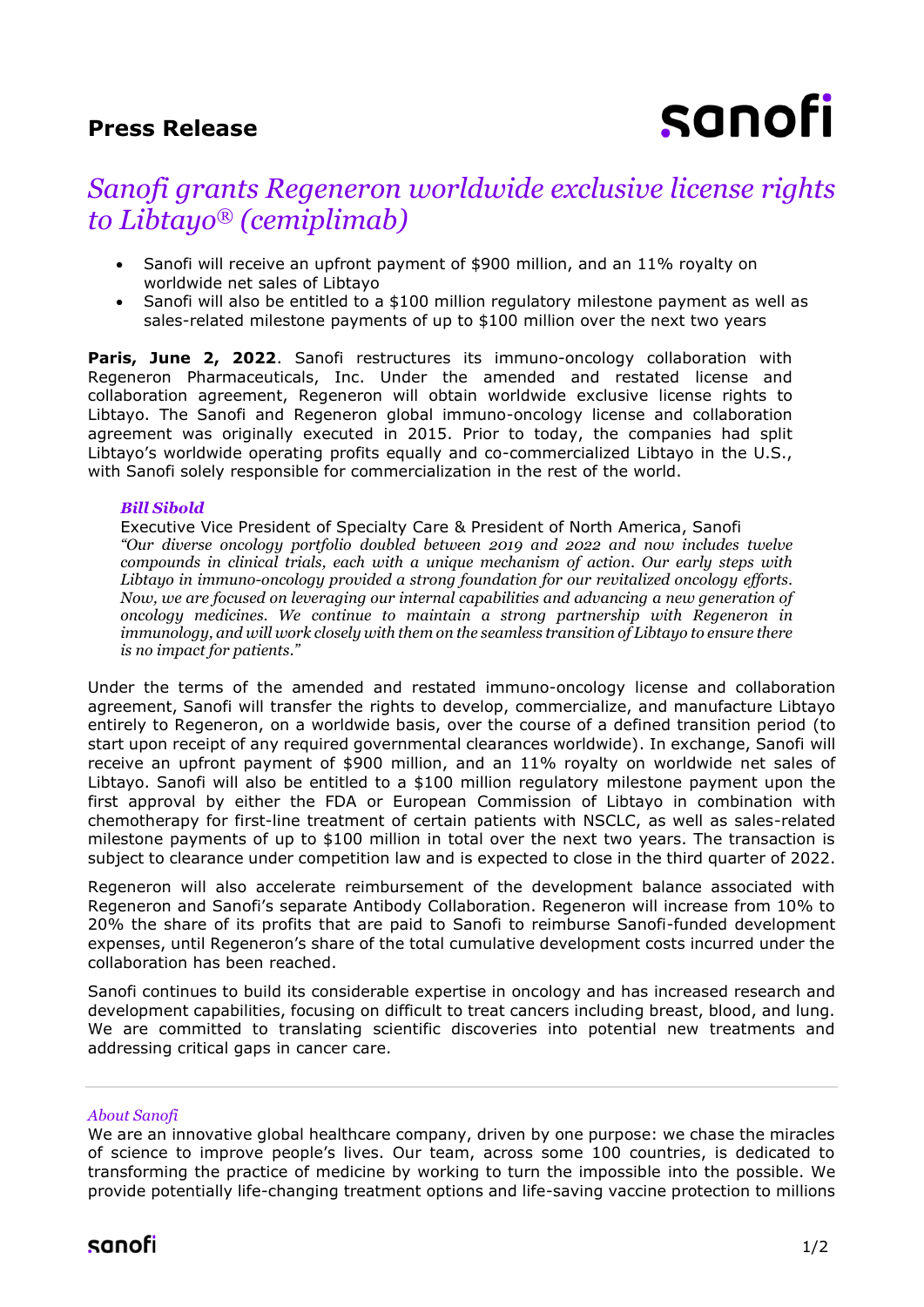**Press Release**

# *Sanofi grants Regeneron worldwide exclusive license rights to Libtayo® (cemiplimab)*

- Sanofi will receive an upfront payment of $900 million, and an 11% royalty on worldwide net sales of Libtayo
- Sanofi will also be entitled to a $100 million regulatory milestone payment as well as sales-related milestone payments of up to $100 million over the next two years

**Paris, June 2, 2022**. Sanofi restructures its immuno-oncology collaboration with Regeneron Pharmaceuticals, Inc. Under the amended and restated license and collaboration agreement, Regeneron will obtain worldwide exclusive license rights to Libtayo. The Sanofi and Regeneron global immuno-oncology license and collaboration agreement was originally executed in 2015. Prior to today, the companies had split Libtayo's worldwide operating profits equally and co-commercialized Libtayo in the U.S., with Sanofi solely responsible for commercialization in the rest of the world.

> ***Bill Sibold***
> Executive Vice President of Specialty Care & President of North America, Sanofi
> *"Our diverse oncology portfolio doubled between 2019 and 2022 and now includes twelve compounds in clinical trials, each with a unique mechanism of action. Our early steps with Libtayo in immuno-oncology provided a strong foundation for our revitalized oncology efforts. Now, we are focused on leveraging our internal capabilities and advancing a new generation of oncology medicines. We continue to maintain a strong partnership with Regeneron in immunology, and will work closely with them on the seamless transition of Libtayo to ensure there is no impact for patients."*

Under the terms of the amended and restated immuno-oncology license and collaboration agreement, Sanofi will transfer the rights to develop, commercialize, and manufacture Libtayo entirely to Regeneron, on a worldwide basis, over the course of a defined transition period (to start upon receipt of any required governmental clearances worldwide). In exchange, Sanofi will receive an upfront payment of $900 million, and an 11% royalty on worldwide net sales of Libtayo. Sanofi will also be entitled to a $100 million regulatory milestone payment upon the first approval by either the FDA or European Commission of Libtayo in combination with chemotherapy for first-line treatment of certain patients with NSCLC, as well as sales-related milestone payments of up to $100 million in total over the next two years. The transaction is subject to clearance under competition law and is expected to close in the third quarter of 2022.

Regeneron will also accelerate reimbursement of the development balance associated with Regeneron and Sanofi's separate Antibody Collaboration. Regeneron will increase from 10% to 20% the share of its profits that are paid to Sanofi to reimburse Sanofi-funded development expenses, until Regeneron's share of the total cumulative development costs incurred under the collaboration has been reached.

Sanofi continues to build its considerable expertise in oncology and has increased research and development capabilities, focusing on difficult to treat cancers including breast, blood, and lung. We are committed to translating scientific discoveries into potential new treatments and addressing critical gaps in cancer care.

---

*About Sanofi*

We are an innovative global healthcare company, driven by one purpose: we chase the miracles of science to improve people's lives. Our team, across some 100 countries, is dedicated to transforming the practice of medicine by working to turn the impossible into the possible. We provide potentially life-changing treatment options and life-saving vaccine protection to millions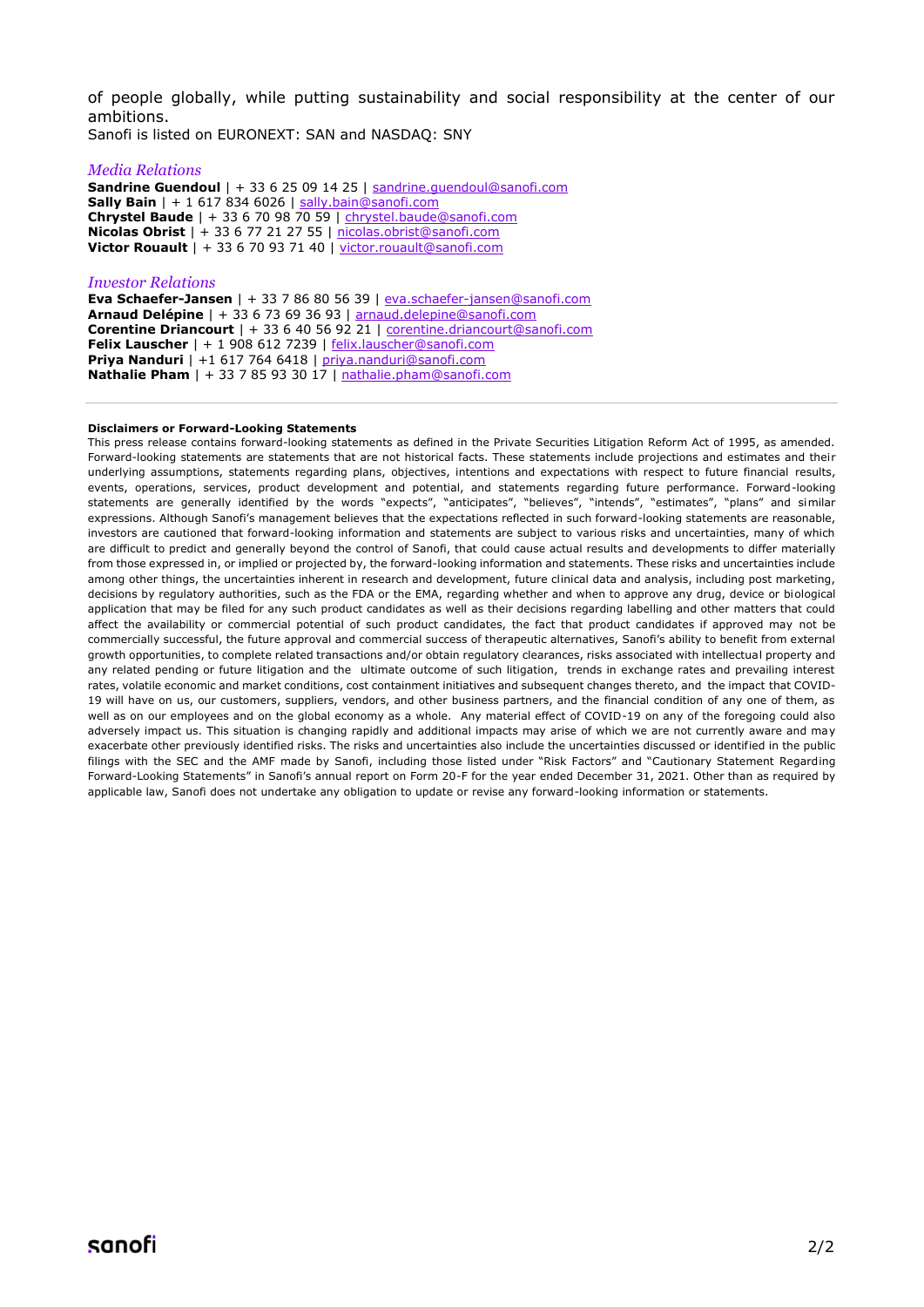of people globally, while putting sustainability and social responsibility at the center of our ambitions.
Sanofi is listed on EURONEXT: SAN and NASDAQ: SNY

*Media Relations*
**Sandrine Guendoul** | + 33 6 25 09 14 25 | sandrine.guendoul@sanofi.com
**Sally Bain** | + 1 617 834 6026 | sally.bain@sanofi.com
**Chrystel Baude** | + 33 6 70 98 70 59 | chrystel.baude@sanofi.com
**Nicolas Obrist** | + 33 6 77 21 27 55 | nicolas.obrist@sanofi.com
**Victor Rouault** | + 33 6 70 93 71 40 | victor.rouault@sanofi.com

*Investor Relations*
**Eva Schaefer-Jansen** | + 33 7 86 80 56 39 | eva.schaefer-jansen@sanofi.com
**Arnaud Delépine** | + 33 6 73 69 36 93 | arnaud.delepine@sanofi.com
**Corentine Driancourt** | + 33 6 40 56 92 21 | corentine.driancourt@sanofi.com
**Felix Lauscher** | + 1 908 612 7239 | felix.lauscher@sanofi.com
**Priya Nanduri** | +1 617 764 6418 | priya.nanduri@sanofi.com
**Nathalie Pham** | + 33 7 85 93 30 17 | nathalie.pham@sanofi.com

---

**Disclaimers or Forward-Looking Statements**

This press release contains forward-looking statements as defined in the Private Securities Litigation Reform Act of 1995, as amended. Forward-looking statements are statements that are not historical facts. These statements include projections and estimates and their underlying assumptions, statements regarding plans, objectives, intentions and expectations with respect to future financial results, events, operations, services, product development and potential, and statements regarding future performance. Forward-looking statements are generally identified by the words "expects", "anticipates", "believes", "intends", "estimates", "plans" and similar expressions. Although Sanofi's management believes that the expectations reflected in such forward-looking statements are reasonable, investors are cautioned that forward-looking information and statements are subject to various risks and uncertainties, many of which are difficult to predict and generally beyond the control of Sanofi, that could cause actual results and developments to differ materially from those expressed in, or implied or projected by, the forward-looking information and statements. These risks and uncertainties include among other things, the uncertainties inherent in research and development, future clinical data and analysis, including post marketing, decisions by regulatory authorities, such as the FDA or the EMA, regarding whether and when to approve any drug, device or biological application that may be filed for any such product candidates as well as their decisions regarding labelling and other matters that could affect the availability or commercial potential of such product candidates, the fact that product candidates if approved may not be commercially successful, the future approval and commercial success of therapeutic alternatives, Sanofi's ability to benefit from external growth opportunities, to complete related transactions and/or obtain regulatory clearances, risks associated with intellectual property and any related pending or future litigation and the ultimate outcome of such litigation, trends in exchange rates and prevailing interest rates, volatile economic and market conditions, cost containment initiatives and subsequent changes thereto, and the impact that COVID-19 will have on us, our customers, suppliers, vendors, and other business partners, and the financial condition of any one of them, as well as on our employees and on the global economy as a whole. Any material effect of COVID-19 on any of the foregoing could also adversely impact us. This situation is changing rapidly and additional impacts may arise of which we are not currently aware and may exacerbate other previously identified risks. The risks and uncertainties also include the uncertainties discussed or identified in the public filings with the SEC and the AMF made by Sanofi, including those listed under "Risk Factors" and "Cautionary Statement Regarding Forward-Looking Statements" in Sanofi's annual report on Form 20-F for the year ended December 31, 2021. Other than as required by applicable law, Sanofi does not undertake any obligation to update or revise any forward-looking information or statements.